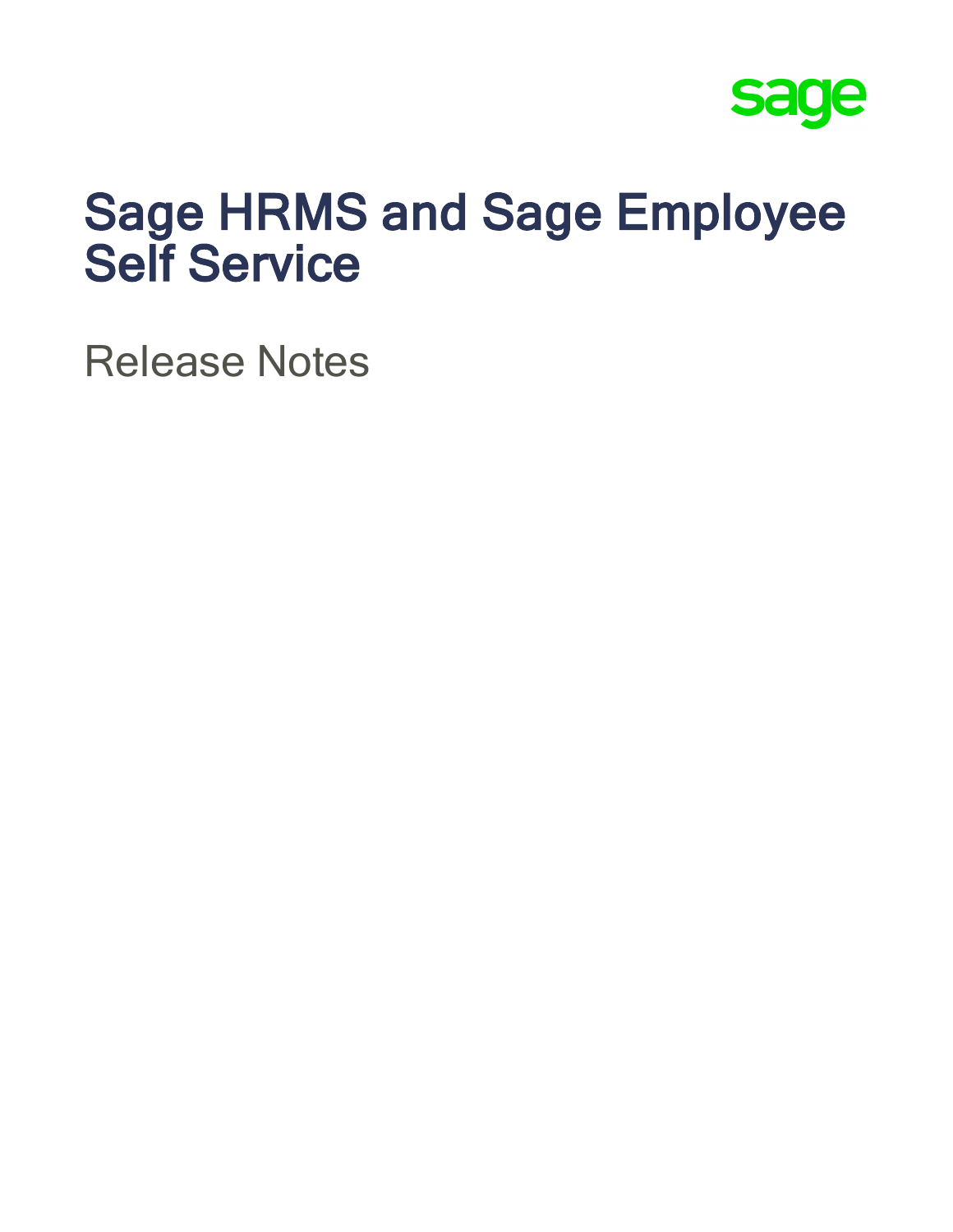sage

# Sage HRMS and Sage Employee Self Service

Release Notes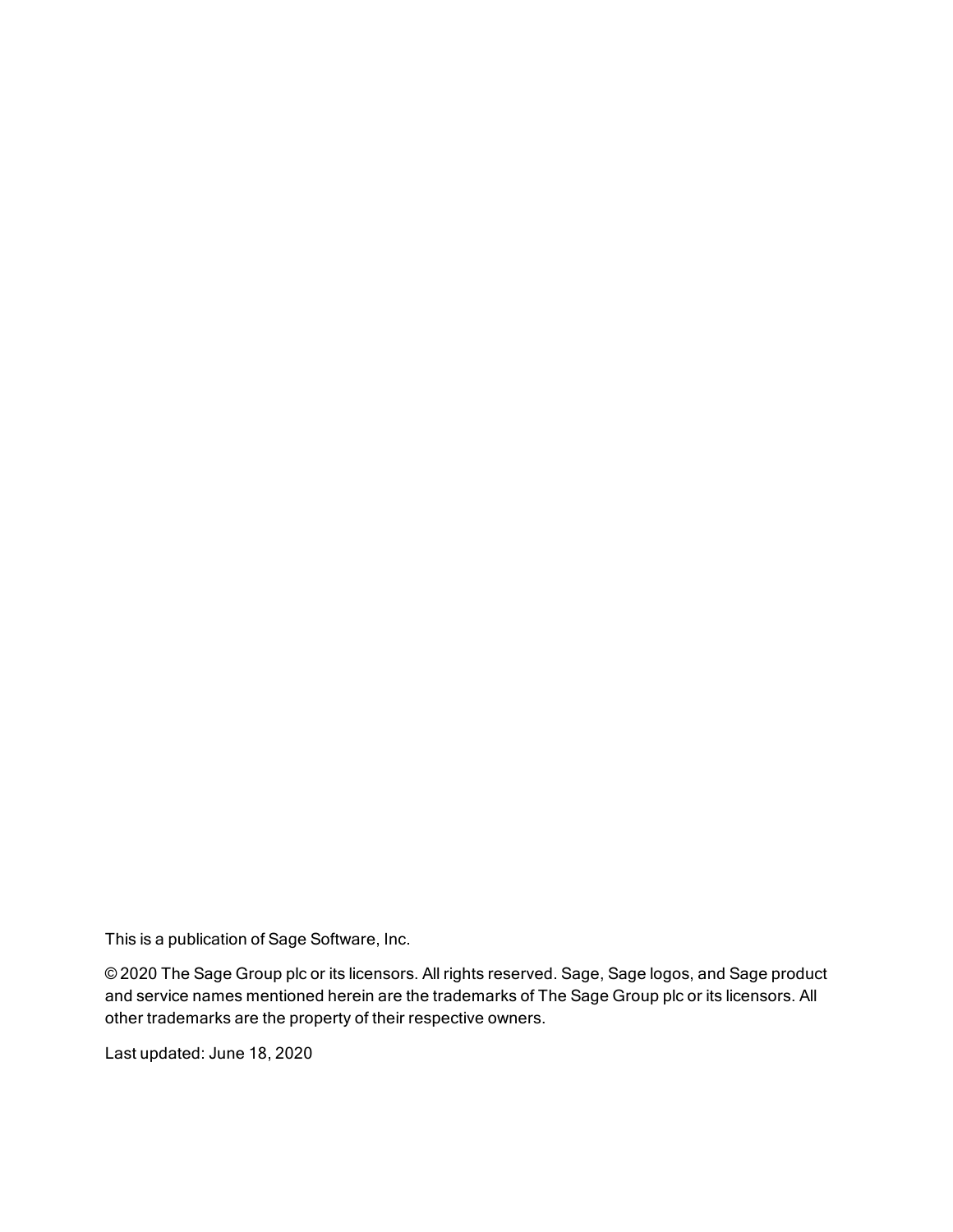This is a publication of Sage Software, Inc.

© 2020 The Sage Group plc or its licensors. All rights reserved. Sage, Sage logos, and Sage product and service names mentioned herein are the trademarks of The Sage Group plc or its licensors. All other trademarks are the property of their respective owners.

Last updated: June 18, 2020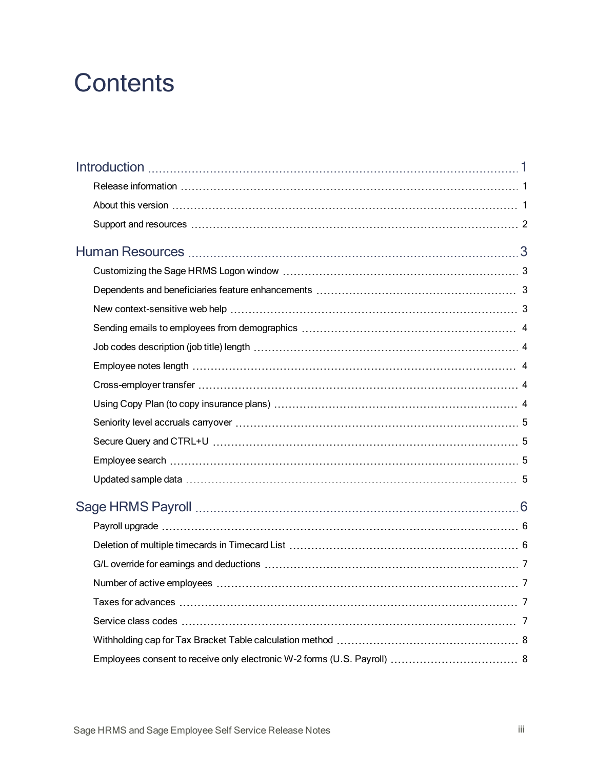# Contents

Introduction ... 1

- Release information ... 1
- About this version ... 1
- Support and resources ... 2

Human Resources ... 3

- Customizing the Sage HRMS Logon window ... 3
- Dependents and beneficiaries feature enhancements ... 3
- New context-sensitive web help ... 3
- Sending emails to employees from demographics ... 4
- Job codes description (job title) length ... 4
- Employee notes length ... 4
- Cross-employer transfer ... 4
- Using Copy Plan (to copy insurance plans) ... 4
- Seniority level accruals carryover ... 5
- Secure Query and CTRL+U ... 5
- Employee search ... 5
- Updated sample data ... 5

Sage HRMS Payroll ... 6

- Payroll upgrade ... 6
- Deletion of multiple timecards in Timecard List ... 6
- G/L override for earnings and deductions ... 7
- Number of active employees ... 7
- Taxes for advances ... 7
- Service class codes ... 7
- Withholding cap for Tax Bracket Table calculation method ... 8
- Employees consent to receive only electronic W-2 forms (U.S. Payroll) ... 8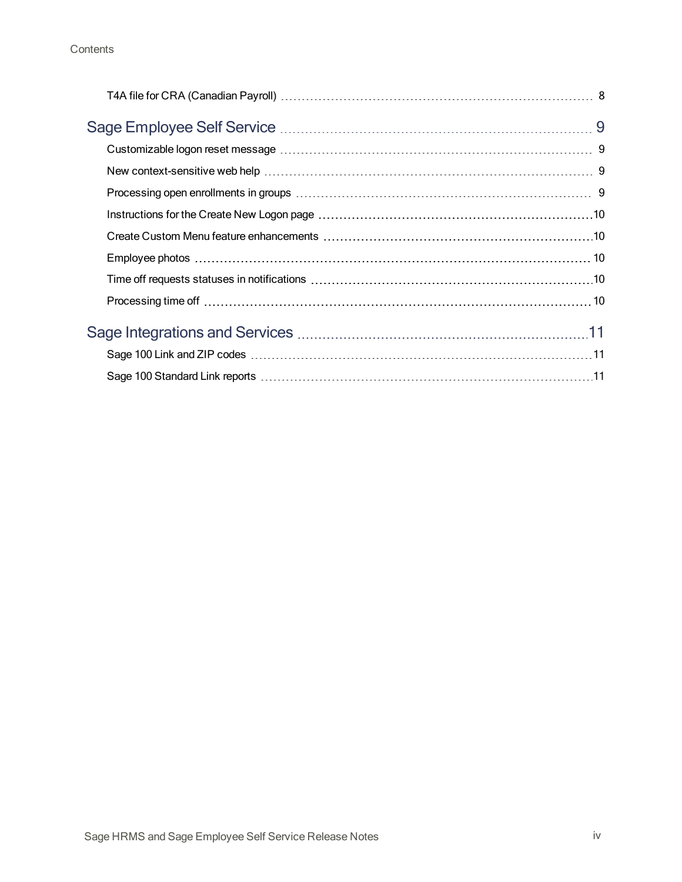- T4A file for CRA (Canadian Payroll) ... 8

## Sage Employee Self Service ... 9

- Customizable logon reset message ... 9
- New context-sensitive web help ... 9
- Processing open enrollments in groups ... 9
- Instructions for the Create New Logon page ... 10
- Create Custom Menu feature enhancements ... 10
- Employee photos ... 10
- Time off requests statuses in notifications ... 10
- Processing time off ... 10

## Sage Integrations and Services ... 11

- Sage 100 Link and ZIP codes ... 11
- Sage 100 Standard Link reports ... 11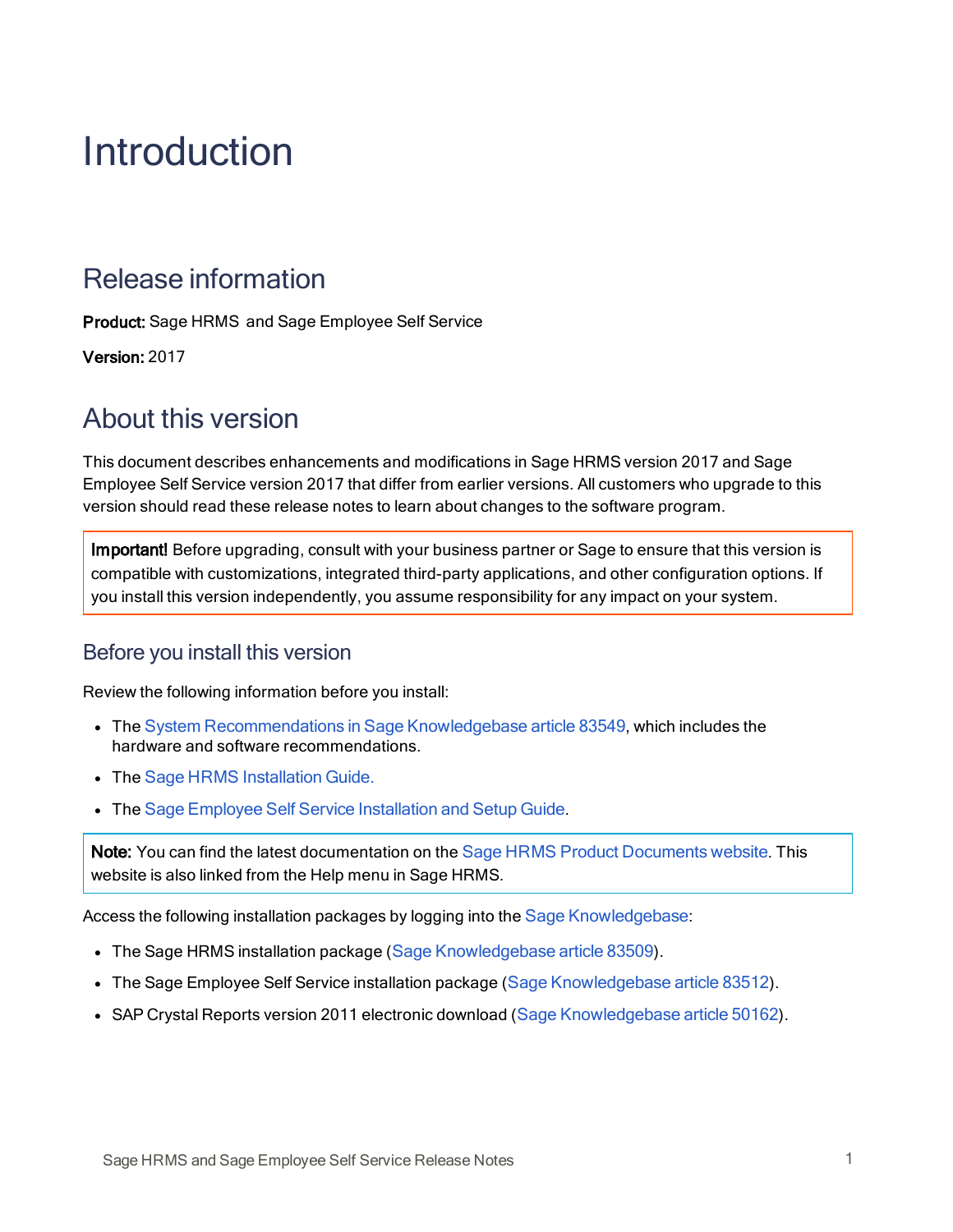# Introduction

## Release information

**Product:** Sage HRMS and Sage Employee Self Service

**Version:** 2017

## About this version

This document describes enhancements and modifications in Sage HRMS version 2017 and Sage Employee Self Service version 2017 that differ from earlier versions. All customers who upgrade to this version should read these release notes to learn about changes to the software program.

> **Important!** Before upgrading, consult with your business partner or Sage to ensure that this version is compatible with customizations, integrated third-party applications, and other configuration options. If you install this version independently, you assume responsibility for any impact on your system.

### Before you install this version

Review the following information before you install:

- The System Recommendations in Sage Knowledgebase article 83549, which includes the hardware and software recommendations.
- The Sage HRMS Installation Guide.
- The Sage Employee Self Service Installation and Setup Guide.

> **Note:** You can find the latest documentation on the Sage HRMS Product Documents website. This website is also linked from the Help menu in Sage HRMS.

Access the following installation packages by logging into the Sage Knowledgebase:

- The Sage HRMS installation package (Sage Knowledgebase article 83509).
- The Sage Employee Self Service installation package (Sage Knowledgebase article 83512).
- SAP Crystal Reports version 2011 electronic download (Sage Knowledgebase article 50162).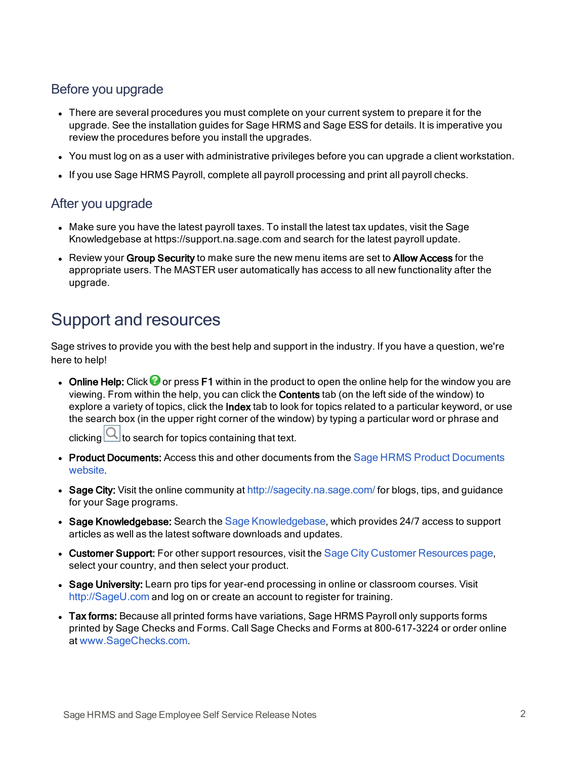## Before you upgrade

- There are several procedures you must complete on your current system to prepare it for the upgrade. See the installation guides for Sage HRMS and Sage ESS for details. It is imperative you review the procedures before you install the upgrades.
- You must log on as a user with administrative privileges before you can upgrade a client workstation.
- If you use Sage HRMS Payroll, complete all payroll processing and print all payroll checks.

## After you upgrade

- Make sure you have the latest payroll taxes. To install the latest tax updates, visit the Sage Knowledgebase at https://support.na.sage.com and search for the latest payroll update.
- Review your **Group Security** to make sure the new menu items are set to **Allow Access** for the appropriate users. The MASTER user automatically has access to all new functionality after the upgrade.

# Support and resources

Sage strives to provide you with the best help and support in the industry. If you have a question, we're here to help!

- **Online Help:** Click or press **F1** within in the product to open the online help for the window you are viewing. From within the help, you can click the **Contents** tab (on the left side of the window) to explore a variety of topics, click the **Index** tab to look for topics related to a particular keyword, or use the search box (in the upper right corner of the window) by typing a particular word or phrase and clicking to search for topics containing that text.
- **Product Documents:** Access this and other documents from the Sage HRMS Product Documents website.
- **Sage City:** Visit the online community at http://sagecity.na.sage.com/ for blogs, tips, and guidance for your Sage programs.
- **Sage Knowledgebase:** Search the Sage Knowledgebase, which provides 24/7 access to support articles as well as the latest software downloads and updates.
- **Customer Support:** For other support resources, visit the Sage City Customer Resources page, select your country, and then select your product.
- **Sage University:** Learn pro tips for year-end processing in online or classroom courses. Visit http://SageU.com and log on or create an account to register for training.
- **Tax forms:** Because all printed forms have variations, Sage HRMS Payroll only supports forms printed by Sage Checks and Forms. Call Sage Checks and Forms at 800-617-3224 or order online at www.SageChecks.com.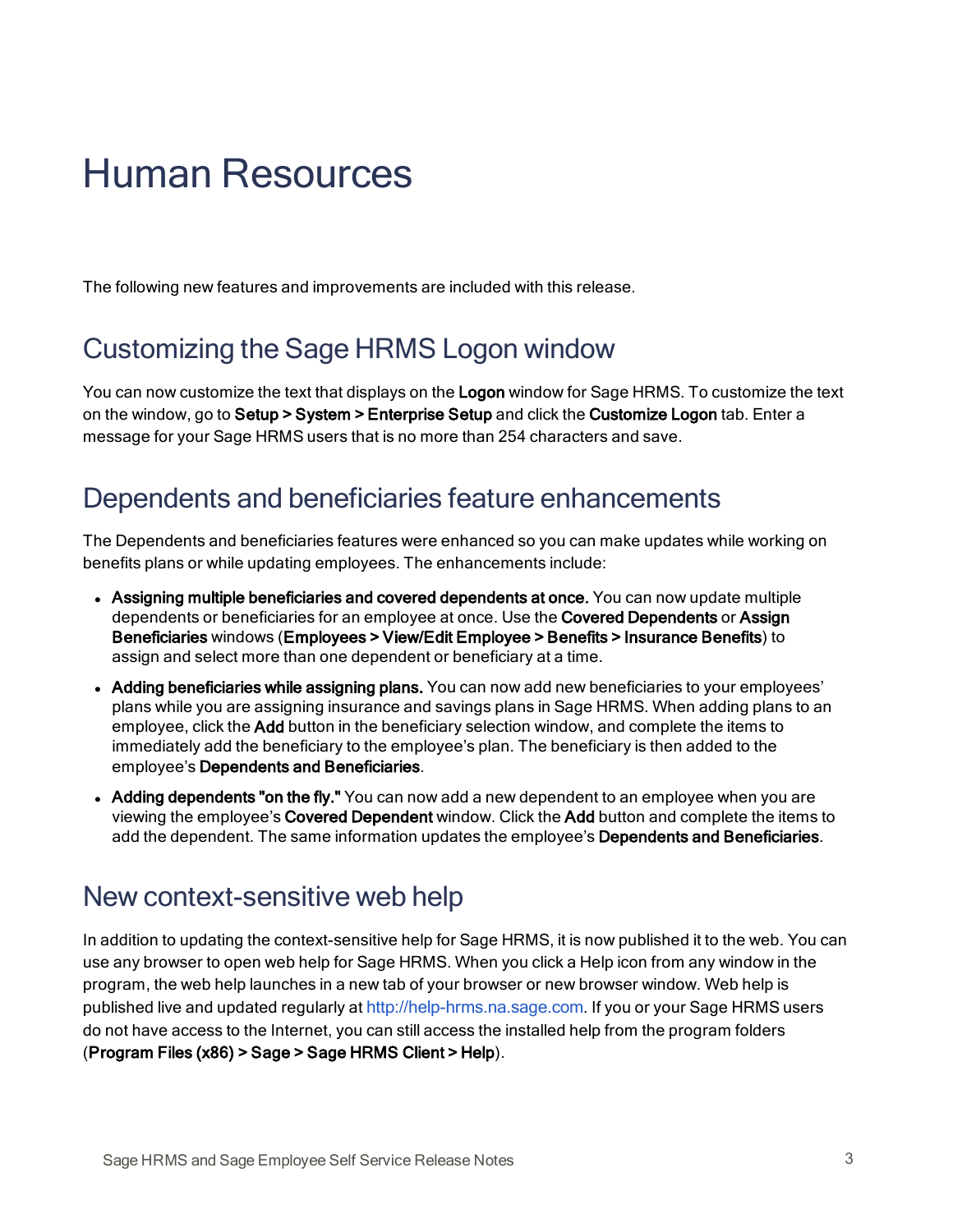# Human Resources

The following new features and improvements are included with this release.

## Customizing the Sage HRMS Logon window

You can now customize the text that displays on the **Logon** window for Sage HRMS. To customize the text on the window, go to **Setup > System > Enterprise Setup** and click the **Customize Logon** tab. Enter a message for your Sage HRMS users that is no more than 254 characters and save.

## Dependents and beneficiaries feature enhancements

The Dependents and beneficiaries features were enhanced so you can make updates while working on benefits plans or while updating employees. The enhancements include:

- **Assigning multiple beneficiaries and covered dependents at once.** You can now update multiple dependents or beneficiaries for an employee at once. Use the **Covered Dependents** or **Assign Beneficiaries** windows (**Employees > View/Edit Employee > Benefits > Insurance Benefits**) to assign and select more than one dependent or beneficiary at a time.
- **Adding beneficiaries while assigning plans.** You can now add new beneficiaries to your employees' plans while you are assigning insurance and savings plans in Sage HRMS. When adding plans to an employee, click the **Add** button in the beneficiary selection window, and complete the items to immediately add the beneficiary to the employee's plan. The beneficiary is then added to the employee's **Dependents and Beneficiaries**.
- **Adding dependents "on the fly."** You can now add a new dependent to an employee when you are viewing the employee's **Covered Dependent** window. Click the **Add** button and complete the items to add the dependent. The same information updates the employee's **Dependents and Beneficiaries**.

## New context-sensitive web help

In addition to updating the context-sensitive help for Sage HRMS, it is now published it to the web. You can use any browser to open web help for Sage HRMS. When you click a Help icon from any window in the program, the web help launches in a new tab of your browser or new browser window. Web help is published live and updated regularly at http://help-hrms.na.sage.com. If you or your Sage HRMS users do not have access to the Internet, you can still access the installed help from the program folders (**Program Files (x86) > Sage > Sage HRMS Client > Help**).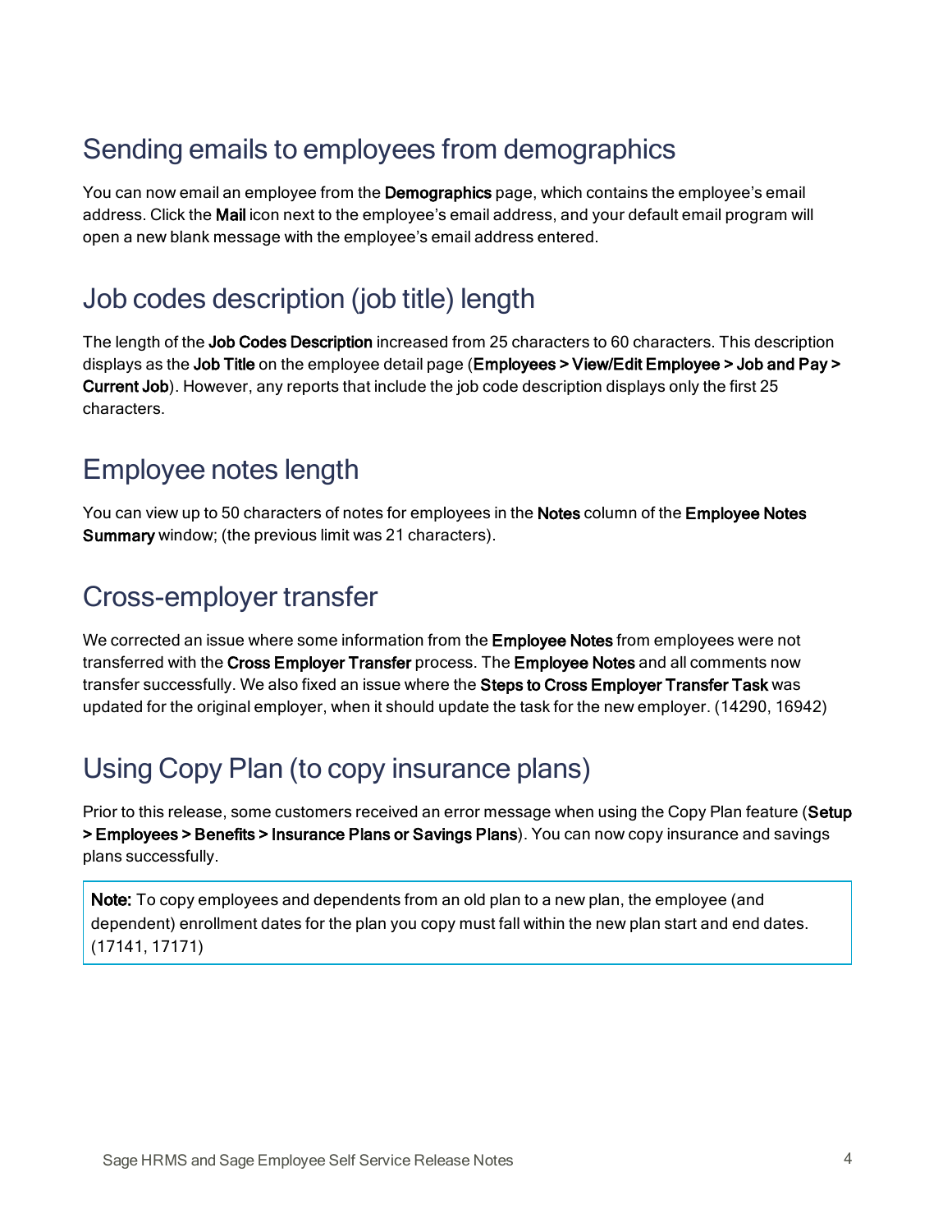## Sending emails to employees from demographics

You can now email an employee from the **Demographics** page, which contains the employee's email address. Click the **Mail** icon next to the employee's email address, and your default email program will open a new blank message with the employee's email address entered.

## Job codes description (job title) length

The length of the **Job Codes Description** increased from 25 characters to 60 characters. This description displays as the **Job Title** on the employee detail page (**Employees > View/Edit Employee > Job and Pay > Current Job**). However, any reports that include the job code description displays only the first 25 characters.

## Employee notes length

You can view up to 50 characters of notes for employees in the **Notes** column of the **Employee Notes Summary** window; (the previous limit was 21 characters).

## Cross-employer transfer

We corrected an issue where some information from the **Employee Notes** from employees were not transferred with the **Cross Employer Transfer** process. The **Employee Notes** and all comments now transfer successfully. We also fixed an issue where the **Steps to Cross Employer Transfer Task** was updated for the original employer, when it should update the task for the new employer. (14290, 16942)

## Using Copy Plan (to copy insurance plans)

Prior to this release, some customers received an error message when using the Copy Plan feature (**Setup > Employees > Benefits > Insurance Plans or Savings Plans**). You can now copy insurance and savings plans successfully.

> **Note:** To copy employees and dependents from an old plan to a new plan, the employee (and dependent) enrollment dates for the plan you copy must fall within the new plan start and end dates. (17141, 17171)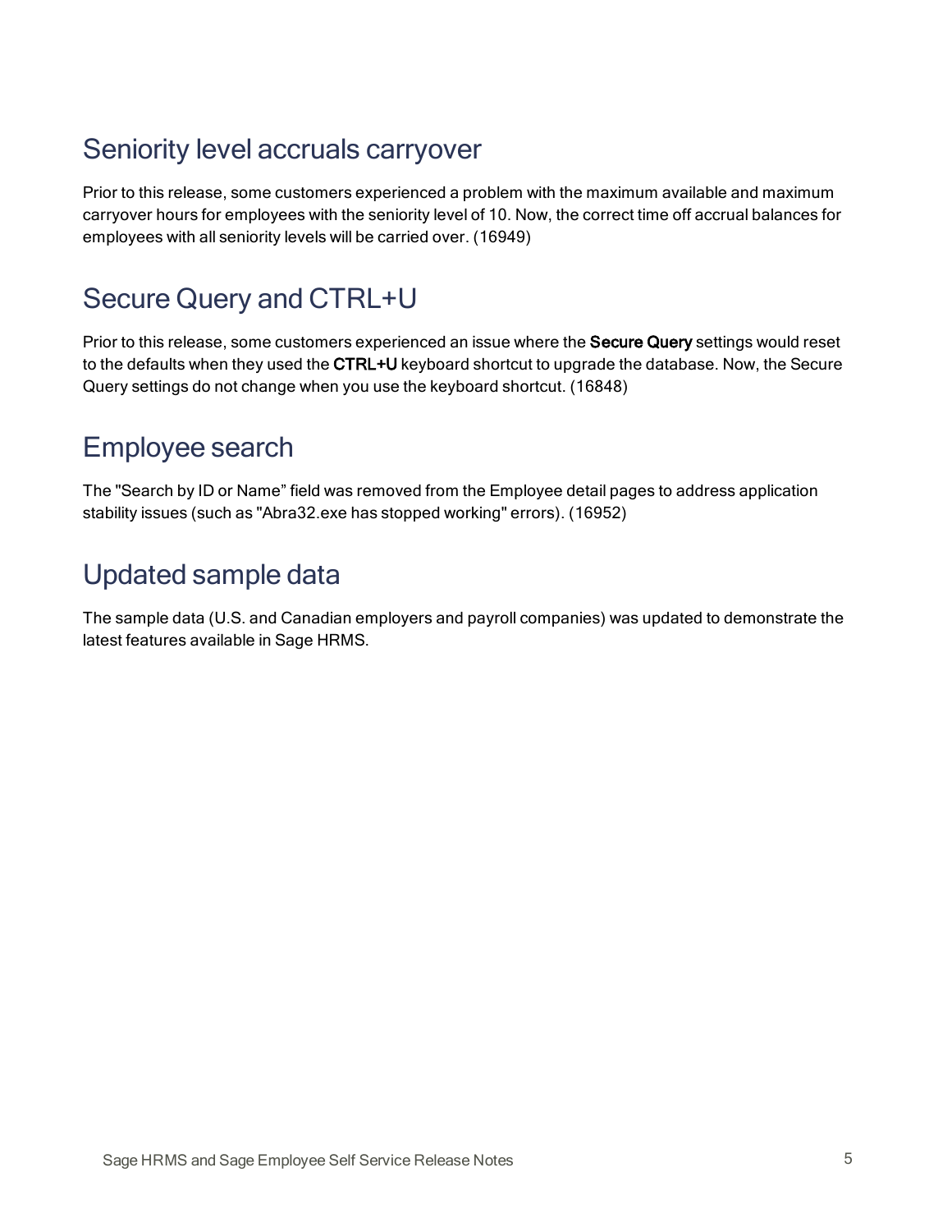## Seniority level accruals carryover

Prior to this release, some customers experienced a problem with the maximum available and maximum carryover hours for employees with the seniority level of 10. Now, the correct time off accrual balances for employees with all seniority levels will be carried over. (16949)

## Secure Query and CTRL+U

Prior to this release, some customers experienced an issue where the **Secure Query** settings would reset to the defaults when they used the **CTRL+U** keyboard shortcut to upgrade the database. Now, the Secure Query settings do not change when you use the keyboard shortcut. (16848)

## Employee search

The "Search by ID or Name" field was removed from the Employee detail pages to address application stability issues (such as "Abra32.exe has stopped working" errors). (16952)

## Updated sample data

The sample data (U.S. and Canadian employers and payroll companies) was updated to demonstrate the latest features available in Sage HRMS.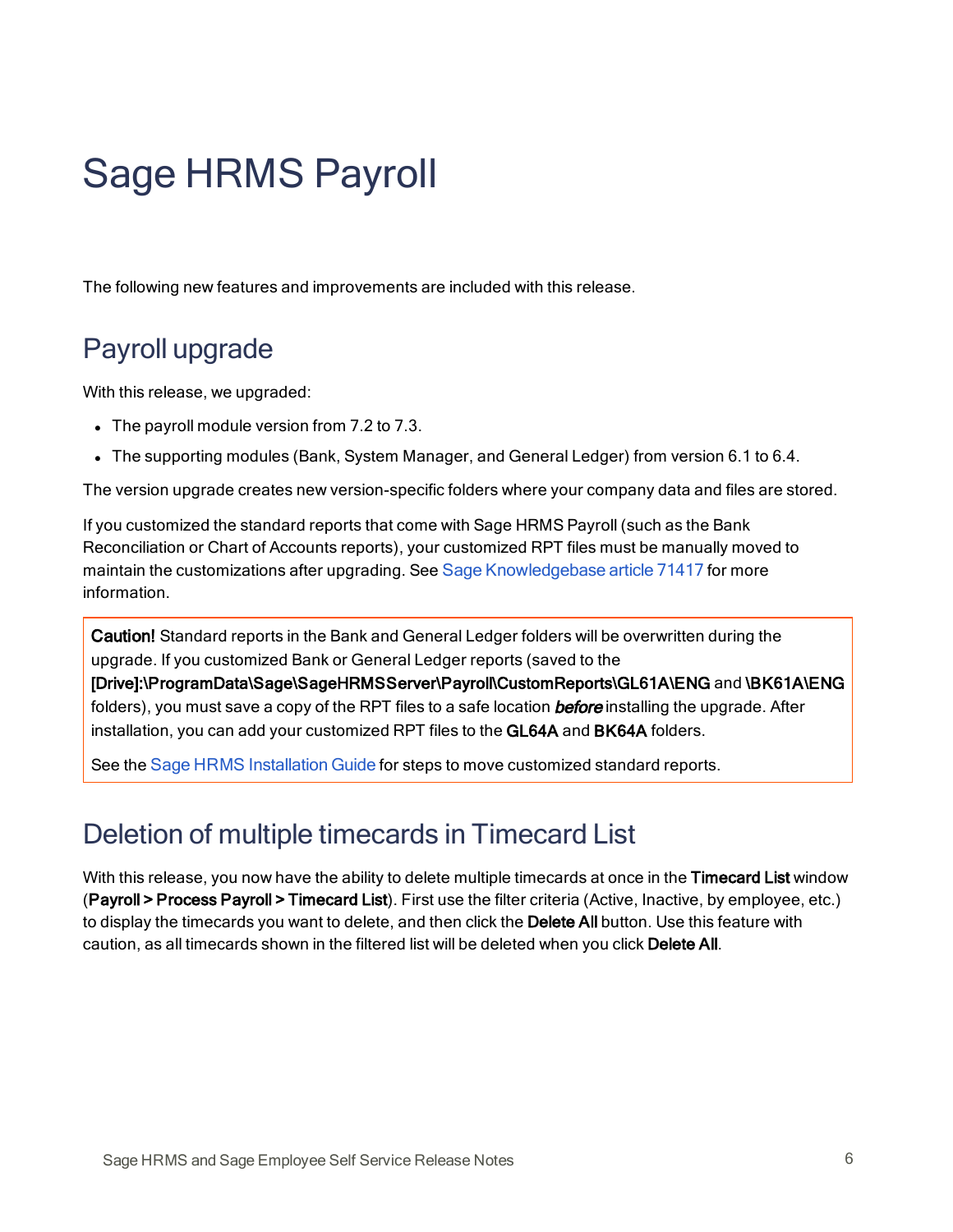# Sage HRMS Payroll

The following new features and improvements are included with this release.

## Payroll upgrade

With this release, we upgraded:

- The payroll module version from 7.2 to 7.3.
- The supporting modules (Bank, System Manager, and General Ledger) from version 6.1 to 6.4.

The version upgrade creates new version-specific folders where your company data and files are stored.

If you customized the standard reports that come with Sage HRMS Payroll (such as the Bank Reconciliation or Chart of Accounts reports), your customized RPT files must be manually moved to maintain the customizations after upgrading. See Sage Knowledgebase article 71417 for more information.

> **Caution!** Standard reports in the Bank and General Ledger folders will be overwritten during the upgrade. If you customized Bank or General Ledger reports (saved to the **[Drive]:\ProgramData\Sage\SageHRMSServer\Payroll\CustomReports\GL61A\ENG** and **\BK61A\ENG** folders), you must save a copy of the RPT files to a safe location ***before*** installing the upgrade. After installation, you can add your customized RPT files to the **GL64A** and **BK64A** folders.
>
> See the Sage HRMS Installation Guide for steps to move customized standard reports.

## Deletion of multiple timecards in Timecard List

With this release, you now have the ability to delete multiple timecards at once in the **Timecard List** window (**Payroll > Process Payroll > Timecard List**). First use the filter criteria (Active, Inactive, by employee, etc.) to display the timecards you want to delete, and then click the **Delete All** button. Use this feature with caution, as all timecards shown in the filtered list will be deleted when you click **Delete All**.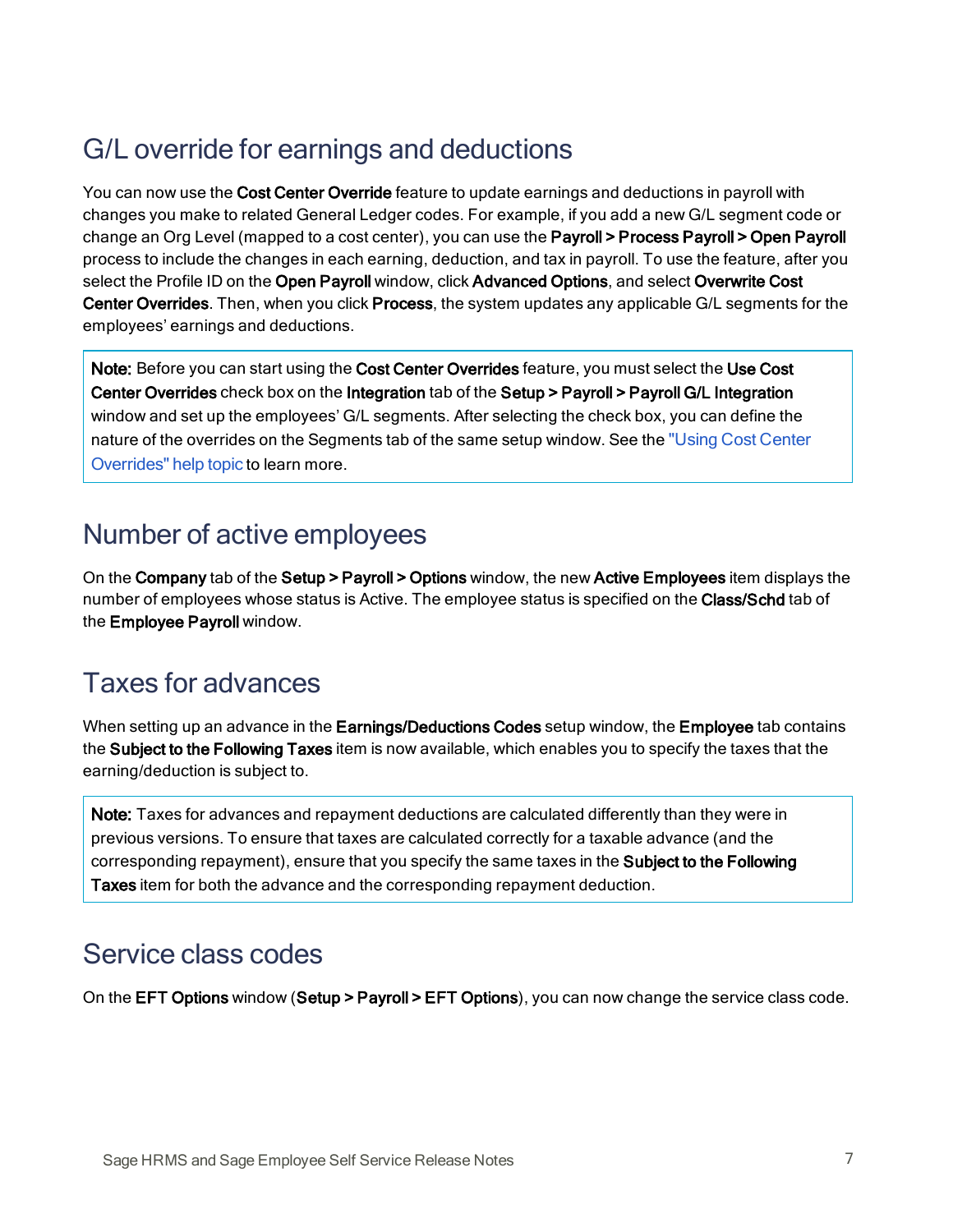## G/L override for earnings and deductions

You can now use the **Cost Center Override** feature to update earnings and deductions in payroll with changes you make to related General Ledger codes. For example, if you add a new G/L segment code or change an Org Level (mapped to a cost center), you can use the **Payroll > Process Payroll > Open Payroll** process to include the changes in each earning, deduction, and tax in payroll. To use the feature, after you select the Profile ID on the **Open Payroll** window, click **Advanced Options**, and select **Overwrite Cost Center Overrides**. Then, when you click **Process**, the system updates any applicable G/L segments for the employees' earnings and deductions.

> **Note:** Before you can start using the **Cost Center Overrides** feature, you must select the **Use Cost Center Overrides** check box on the **Integration** tab of the **Setup > Payroll > Payroll G/L Integration** window and set up the employees' G/L segments. After selecting the check box, you can define the nature of the overrides on the Segments tab of the same setup window. See the "Using Cost Center Overrides" help topic to learn more.

## Number of active employees

On the **Company** tab of the **Setup > Payroll > Options** window, the new **Active Employees** item displays the number of employees whose status is Active. The employee status is specified on the **Class/Schd** tab of the **Employee Payroll** window.

## Taxes for advances

When setting up an advance in the **Earnings/Deductions Codes** setup window, the **Employee** tab contains the **Subject to the Following Taxes** item is now available, which enables you to specify the taxes that the earning/deduction is subject to.

> **Note:** Taxes for advances and repayment deductions are calculated differently than they were in previous versions. To ensure that taxes are calculated correctly for a taxable advance (and the corresponding repayment), ensure that you specify the same taxes in the **Subject to the Following Taxes** item for both the advance and the corresponding repayment deduction.

## Service class codes

On the **EFT Options** window (**Setup > Payroll > EFT Options**), you can now change the service class code.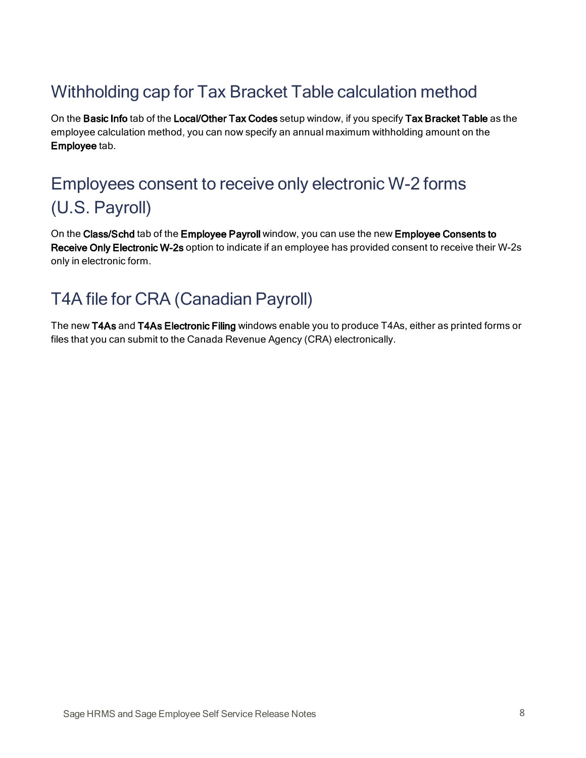## Withholding cap for Tax Bracket Table calculation method

On the **Basic Info** tab of the **Local/Other Tax Codes** setup window, if you specify **Tax Bracket Table** as the employee calculation method, you can now specify an annual maximum withholding amount on the **Employee** tab.

## Employees consent to receive only electronic W-2 forms (U.S. Payroll)

On the **Class/Schd** tab of the **Employee Payroll** window, you can use the new **Employee Consents to Receive Only Electronic W-2s** option to indicate if an employee has provided consent to receive their W-2s only in electronic form.

## T4A file for CRA (Canadian Payroll)

The new **T4As** and **T4As Electronic Filing** windows enable you to produce T4As, either as printed forms or files that you can submit to the Canada Revenue Agency (CRA) electronically.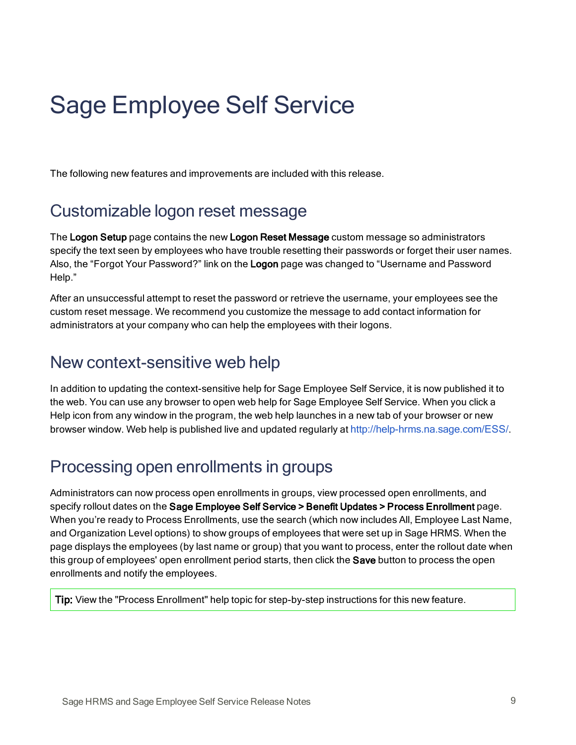# Sage Employee Self Service

The following new features and improvements are included with this release.

## Customizable logon reset message

The **Logon Setup** page contains the new **Logon Reset Message** custom message so administrators specify the text seen by employees who have trouble resetting their passwords or forget their user names. Also, the “Forgot Your Password?” link on the **Logon** page was changed to “Username and Password Help.”

After an unsuccessful attempt to reset the password or retrieve the username, your employees see the custom reset message. We recommend you customize the message to add contact information for administrators at your company who can help the employees with their logons.

## New context-sensitive web help

In addition to updating the context-sensitive help for Sage Employee Self Service, it is now published it to the web. You can use any browser to open web help for Sage Employee Self Service. When you click a Help icon from any window in the program, the web help launches in a new tab of your browser or new browser window. Web help is published live and updated regularly at http://help-hrms.na.sage.com/ESS/.

## Processing open enrollments in groups

Administrators can now process open enrollments in groups, view processed open enrollments, and specify rollout dates on the **Sage Employee Self Service > Benefit Updates > Process Enrollment** page. When you’re ready to Process Enrollments, use the search (which now includes All, Employee Last Name, and Organization Level options) to show groups of employees that were set up in Sage HRMS. When the page displays the employees (by last name or group) that you want to process, enter the rollout date when this group of employees' open enrollment period starts, then click the **Save** button to process the open enrollments and notify the employees.

> **Tip:** View the "Process Enrollment" help topic for step-by-step instructions for this new feature.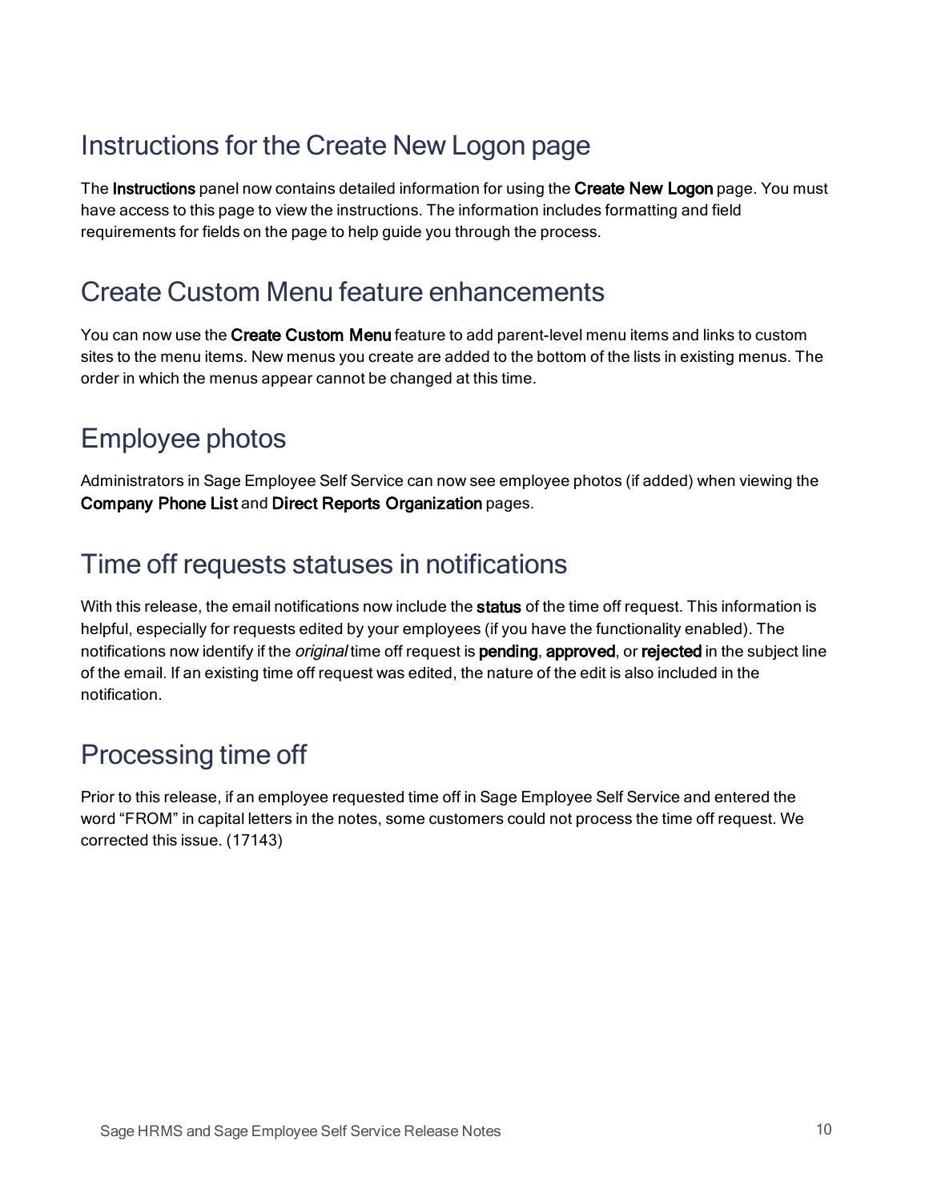## Instructions for the Create New Logon page

The **Instructions** panel now contains detailed information for using the **Create New Logon** page. You must have access to this page to view the instructions. The information includes formatting and field requirements for fields on the page to help guide you through the process.

## Create Custom Menu feature enhancements

You can now use the **Create Custom Menu** feature to add parent-level menu items and links to custom sites to the menu items. New menus you create are added to the bottom of the lists in existing menus. The order in which the menus appear cannot be changed at this time.

## Employee photos

Administrators in Sage Employee Self Service can now see employee photos (if added) when viewing the **Company Phone List** and **Direct Reports Organization** pages.

## Time off requests statuses in notifications

With this release, the email notifications now include the **status** of the time off request. This information is helpful, especially for requests edited by your employees (if you have the functionality enabled). The notifications now identify if the *original* time off request is **pending**, **approved**, or **rejected** in the subject line of the email. If an existing time off request was edited, the nature of the edit is also included in the notification.

## Processing time off

Prior to this release, if an employee requested time off in Sage Employee Self Service and entered the word “FROM” in capital letters in the notes, some customers could not process the time off request. We corrected this issue. (17143)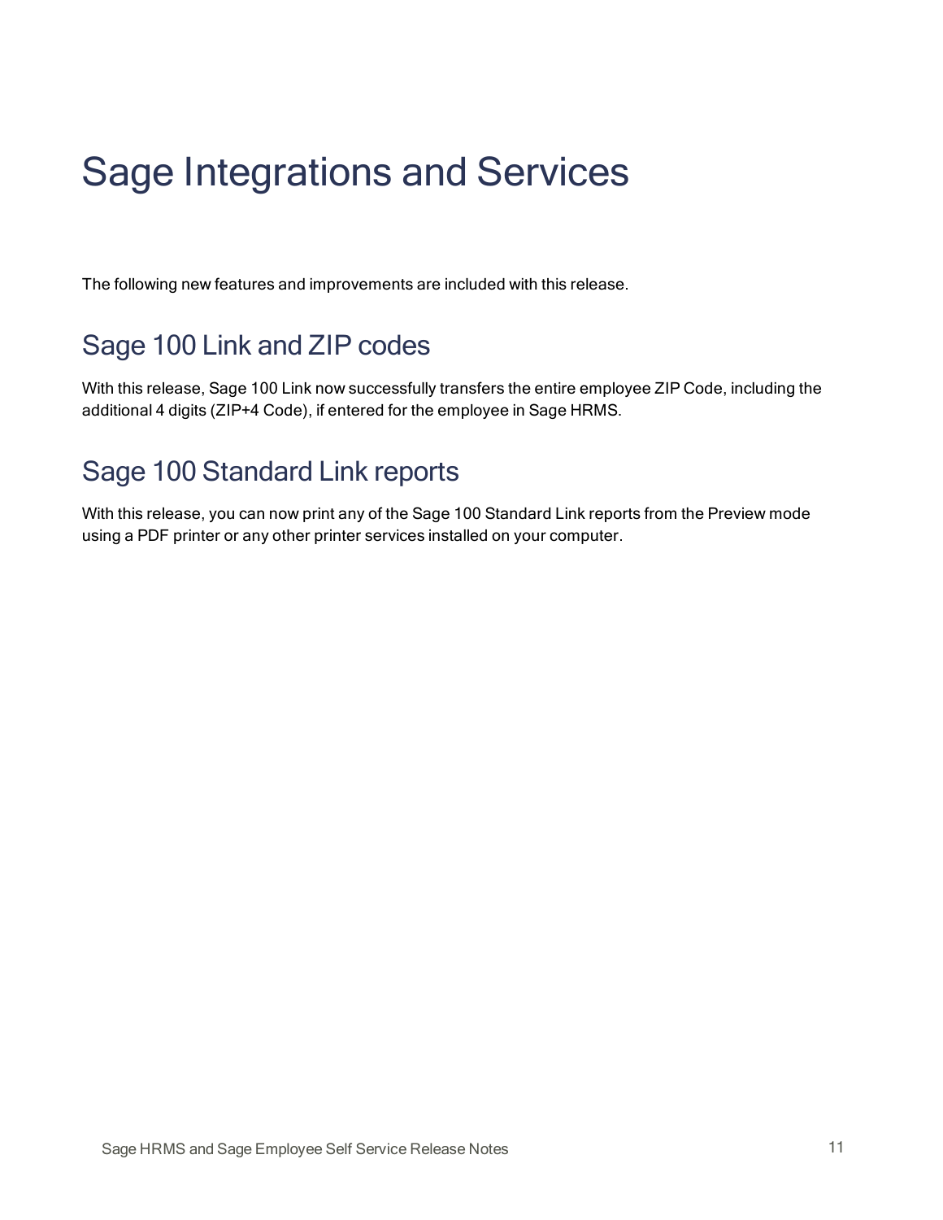# Sage Integrations and Services

The following new features and improvements are included with this release.

## Sage 100 Link and ZIP codes

With this release, Sage 100 Link now successfully transfers the entire employee ZIP Code, including the additional 4 digits (ZIP+4 Code), if entered for the employee in Sage HRMS.

## Sage 100 Standard Link reports

With this release, you can now print any of the Sage 100 Standard Link reports from the Preview mode using a PDF printer or any other printer services installed on your computer.